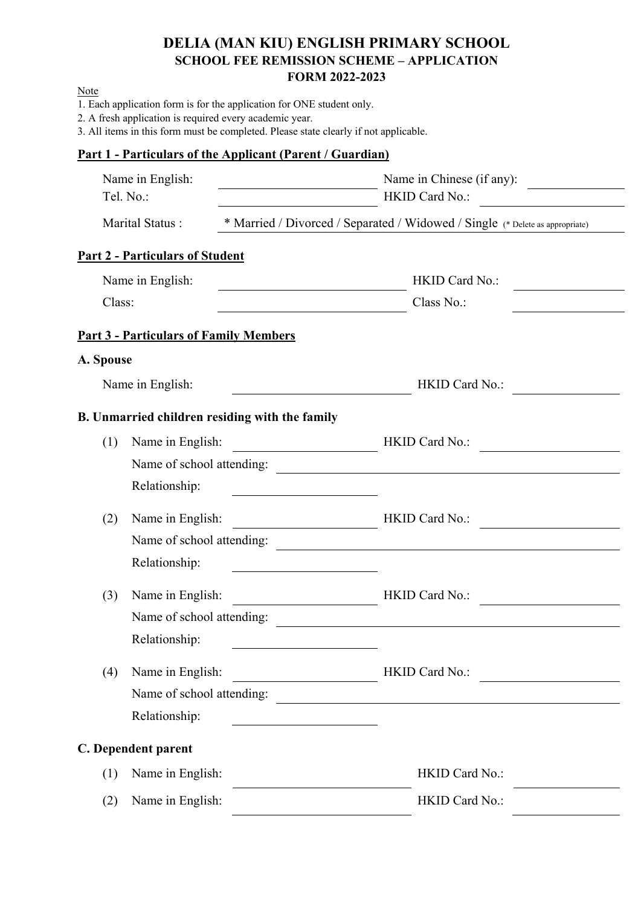# DELIA (MAN KIU) ENGLISH PRIMARY SCHOOL
## SCHOOL FEE REMISSION SCHEME – APPLICATION FORM 2022-2023

Note
1. Each application form is for the application for ONE student only.
2. A fresh application is required every academic year.
3. All items in this form must be completed. Please state clearly if not applicable.

### Part 1 - Particulars of the Applicant (Parent / Guardian)

Name in English: ____________________ Name in Chinese (if any): ____________

Tel. No.: ____________________ HKID Card No.: ____________

Marital Status : * Married / Divorced / Separated / Widowed / Single (* Delete as appropriate)

### Part 2 - Particulars of Student

Name in English: ____________________ HKID Card No.: ____________

Class: ____________________ Class No.: ____________

### Part 3 - Particulars of Family Members

**A. Spouse**

Name in English: ____________________ HKID Card No.: ____________

**B. Unmarried children residing with the family**

(1) Name in English: ____________________ HKID Card No.: ____________
Name of school attending: ________________________________________
Relationship: ____________________

(2) Name in English: ____________________ HKID Card No.: ____________
Name of school attending: ________________________________________
Relationship: ____________________

(3) Name in English: ____________________ HKID Card No.: ____________
Name of school attending: ________________________________________
Relationship: ____________________

(4) Name in English: ____________________ HKID Card No.: ____________
Name of school attending: ________________________________________
Relationship: ____________________

**C. Dependent parent**

(1) Name in English: ____________________ HKID Card No.: ____________

(2) Name in English: ____________________ HKID Card No.: ____________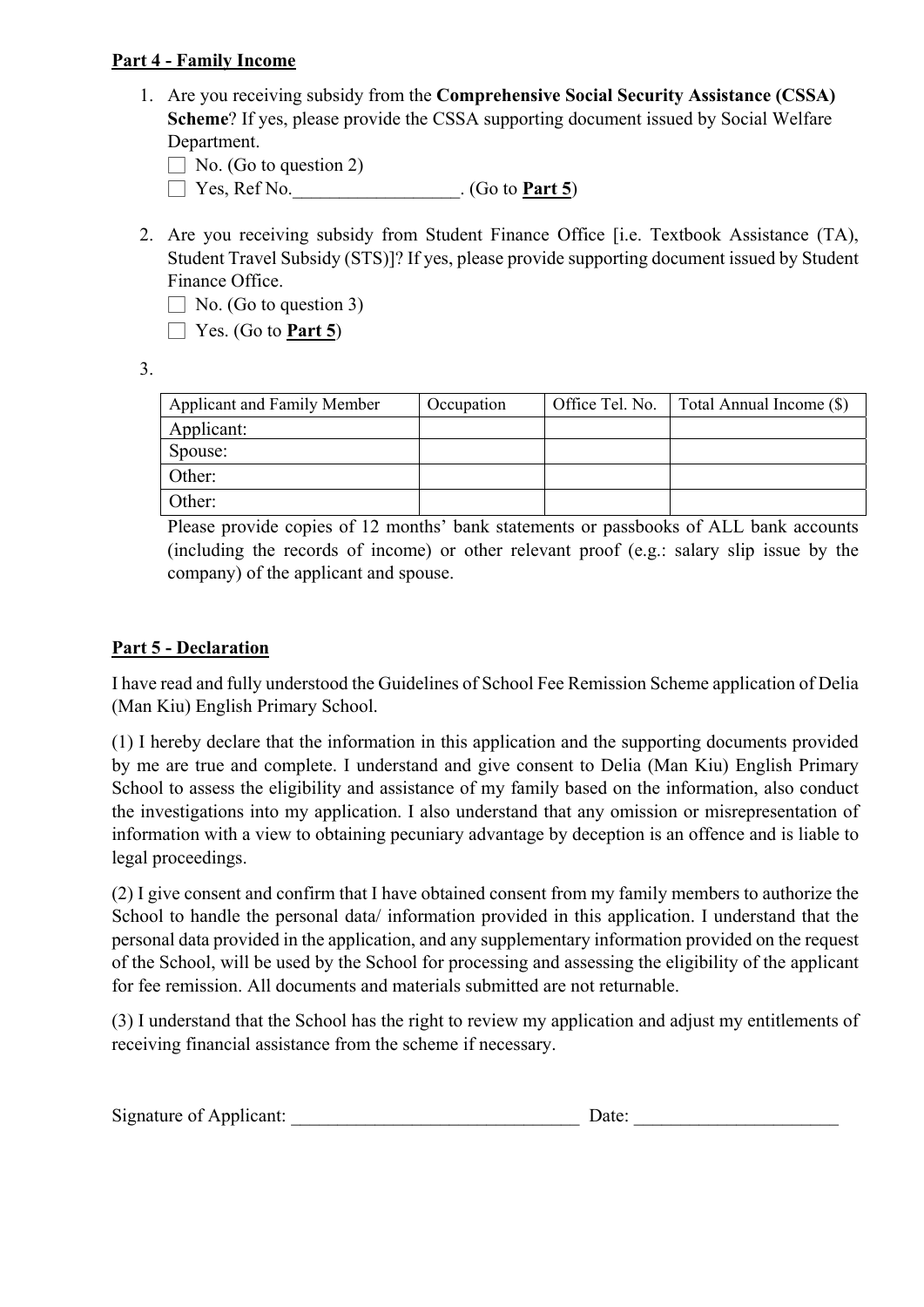**Part 4 - Family Income**

1. Are you receiving subsidy from the **Comprehensive Social Security Assistance (CSSA) Scheme**? If yes, please provide the CSSA supporting document issued by Social Welfare Department.
   - ☐ No. (Go to question 2)
   - ☐ Yes, Ref No.__________________. (Go to **Part 5**)

2. Are you receiving subsidy from Student Finance Office [i.e. Textbook Assistance (TA), Student Travel Subsidy (STS)]? If yes, please provide supporting document issued by Student Finance Office.
   - ☐ No. (Go to question 3)
   - ☐ Yes. (Go to **Part 5**)

3.

| Applicant and Family Member | Occupation | Office Tel. No. | Total Annual Income ($) |
|---|---|---|---|
| Applicant: | | | |
| Spouse: | | | |
| Other: | | | |
| Other: | | | |

Please provide copies of 12 months' bank statements or passbooks of ALL bank accounts (including the records of income) or other relevant proof (e.g.: salary slip issue by the company) of the applicant and spouse.

**Part 5 - Declaration**

I have read and fully understood the Guidelines of School Fee Remission Scheme application of Delia (Man Kiu) English Primary School.

(1) I hereby declare that the information in this application and the supporting documents provided by me are true and complete. I understand and give consent to Delia (Man Kiu) English Primary School to assess the eligibility and assistance of my family based on the information, also conduct the investigations into my application. I also understand that any omission or misrepresentation of information with a view to obtaining pecuniary advantage by deception is an offence and is liable to legal proceedings.

(2) I give consent and confirm that I have obtained consent from my family members to authorize the School to handle the personal data/ information provided in this application. I understand that the personal data provided in the application, and any supplementary information provided on the request of the School, will be used by the School for processing and assessing the eligibility of the applicant for fee remission. All documents and materials submitted are not returnable.

(3) I understand that the School has the right to review my application and adjust my entitlements of receiving financial assistance from the scheme if necessary.

Signature of Applicant: ________________________________ Date: ______________________